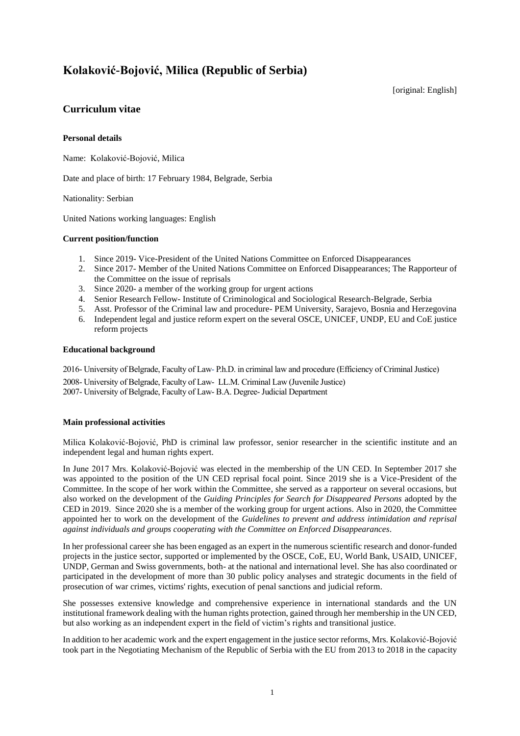# Kolaković-Bojović, Milica (Republic of Serbia)

[original: English]

## Curriculum vitae

### Personal details

Name: Kolaković-Bojović, Milica

Date and place of birth: 17 February 1984, Belgrade, Serbia

Nationality: Serbian

United Nations working languages: English

### Current position/function

1. Since 2019- Vice-President of the United Nations Committee on Enforced Disappearances
2. Since 2017- Member of the United Nations Committee on Enforced Disappearances; The Rapporteur of the Committee on the issue of reprisals
3. Since 2020- a member of the working group for urgent actions
4. Senior Research Fellow- Institute of Criminological and Sociological Research-Belgrade, Serbia
5. Asst. Professor of the Criminal law and procedure- PEM University, Sarajevo, Bosnia and Herzegovina
6. Independent legal and justice reform expert on the several OSCE, UNICEF, UNDP, EU and CoE justice reform projects

### Educational background

2016- University of Belgrade, Faculty of Law- P.h.D. in criminal law and procedure (Efficiency of Criminal Justice)

2008- University of Belgrade, Faculty of Law- LL.M. Criminal Law (Juvenile Justice)

2007- University of Belgrade, Faculty of Law- B.A. Degree- Judicial Department

### Main professional activities

Milica Kolaković-Bojović, PhD is criminal law professor, senior researcher in the scientific institute and an independent legal and human rights expert.

In June 2017 Mrs. Kolaković-Bojović was elected in the membership of the UN CED. In September 2017 she was appointed to the position of the UN CED reprisal focal point. Since 2019 she is a Vice-President of the Committee. In the scope of her work within the Committee, she served as a rapporteur on several occasions, but also worked on the development of the *Guiding Principles for Search for Disappeared Persons* adopted by the CED in 2019. Since 2020 she is a member of the working group for urgent actions. Also in 2020, the Committee appointed her to work on the development of the *Guidelines to prevent and address intimidation and reprisal against individuals and groups cooperating with the Committee on Enforced Disappearances*.

In her professional career she has been engaged as an expert in the numerous scientific research and donor-funded projects in the justice sector, supported or implemented by the OSCE, CoE, EU, World Bank, USAID, UNICEF, UNDP, German and Swiss governments, both- at the national and international level. She has also coordinated or participated in the development of more than 30 public policy analyses and strategic documents in the field of prosecution of war crimes, victims' rights, execution of penal sanctions and judicial reform.

She possesses extensive knowledge and comprehensive experience in international standards and the UN institutional framework dealing with the human rights protection, gained through her membership in the UN CED, but also working as an independent expert in the field of victim's rights and transitional justice.

In addition to her academic work and the expert engagement in the justice sector reforms, Mrs. Kolaković-Bojović took part in the Negotiating Mechanism of the Republic of Serbia with the EU from 2013 to 2018 in the capacity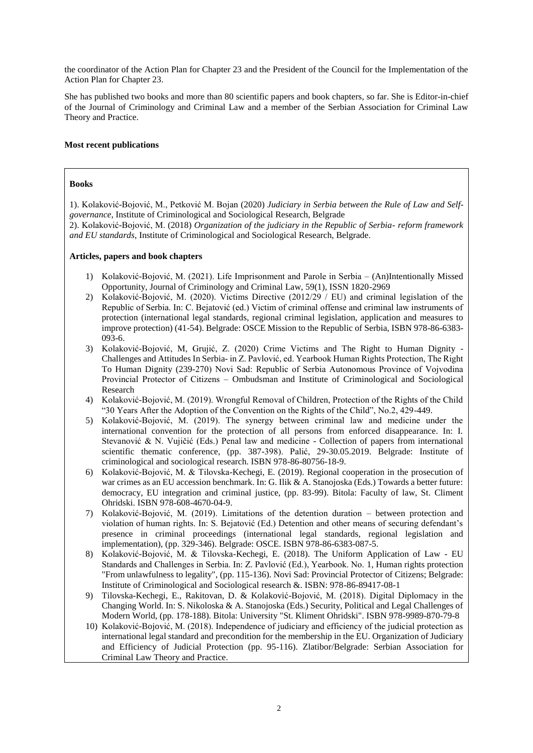the coordinator of the Action Plan for Chapter 23 and the President of the Council for the Implementation of the Action Plan for Chapter 23.

She has published two books and more than 80 scientific papers and book chapters, so far. She is Editor-in-chief of the Journal of Criminology and Criminal Law and a member of the Serbian Association for Criminal Law Theory and Practice.

**Most recent publications**

**Books**

1). Kolaković-Bojović, M., Petković M. Bojan (2020) *Judiciary in Serbia between the Rule of Law and Self-governance*, Institute of Criminological and Sociological Research, Belgrade
2). Kolaković-Bojović, M. (2018) *Organization of the judiciary in the Republic of Serbia- reform framework and EU standards*, Institute of Criminological and Sociological Research, Belgrade.

**Articles, papers and book chapters**

1) Kolaković-Bojović, M. (2021). Life Imprisonment and Parole in Serbia – (An)Intentionally Missed Opportunity, Journal of Criminology and Criminal Law, 59(1), ISSN 1820-2969
2) Kolaković-Bojović, M. (2020). Victims Directive (2012/29 / EU) and criminal legislation of the Republic of Serbia. In: C. Bejatović (ed.) Victim of criminal offense and criminal law instruments of protection (international legal standards, regional criminal legislation, application and measures to improve protection) (41-54). Belgrade: OSCE Mission to the Republic of Serbia, ISBN 978-86-6383-093-6.
3) Kolaković-Bojović, M, Grujić, Z. (2020) Crime Victims and The Right to Human Dignity - Challenges and Attitudes In Serbia- in Z. Pavlović, ed. Yearbook Human Rights Protection, The Right To Human Dignity (239-270) Novi Sad: Republic of Serbia Autonomous Province of Vojvodina Provincial Protector of Citizens – Ombudsman and Institute of Criminological and Sociological Research
4) Kolaković-Bojović, M. (2019). Wrongful Removal of Children, Protection of the Rights of the Child "30 Years After the Adoption of the Convention on the Rights of the Child", No.2, 429-449.
5) Kolaković-Bojović, M. (2019). The synergy between criminal law and medicine under the international convention for the protection of all persons from enforced disappearance. In: I. Stevanović & N. Vujičić (Eds.) Penal law and medicine - Collection of papers from international scientific thematic conference, (pp. 387-398). Palić, 29-30.05.2019. Belgrade: Institute of criminological and sociological research. ISBN 978-86-80756-18-9.
6) Kolaković-Bojović, M. & Tilovska-Kechegi, E. (2019). Regional cooperation in the prosecution of war crimes as an EU accession benchmark. In: G. Ilik & A. Stanojoska (Eds.) Towards a better future: democracy, EU integration and criminal justice, (pp. 83-99). Bitola: Faculty of law, St. Climent Ohridski. ISBN 978-608-4670-04-9.
7) Kolaković-Bojović, M. (2019). Limitations of the detention duration – between protection and violation of human rights. In: S. Bejatović (Ed.) Detention and other means of securing defendant's presence in criminal proceedings (international legal standards, regional legislation and implementation), (pp. 329-346). Belgrade: OSCE. ISBN 978-86-6383-087-5.
8) Kolaković-Bojović, M. & Tilovska-Kechegi, E. (2018). The Uniform Application of Law - EU Standards and Challenges in Serbia. In: Z. Pavlović (Ed.), Yearbook. No. 1, Human rights protection "From unlawfulness to legality", (pp. 115-136). Novi Sad: Provincial Protector of Citizens; Belgrade: Institute of Criminological and Sociological research &. ISBN: 978-86-89417-08-1
9) Tilovska-Kechegi, E., Rakitovan, D. & Kolaković-Bojović, M. (2018). Digital Diplomacy in the Changing World. In: S. Nikoloska & A. Stanojoska (Eds.) Security, Political and Legal Challenges of Modern World, (pp. 178-188). Bitola: University "St. Kliment Ohridski". ISBN 978-9989-870-79-8
10) Kolaković-Bojović, M. (2018). Independence of judiciary and efficiency of the judicial protection as international legal standard and precondition for the membership in the EU. Organization of Judiciary and Efficiency of Judicial Protection (pp. 95-116). Zlatibor/Belgrade: Serbian Association for Criminal Law Theory and Practice.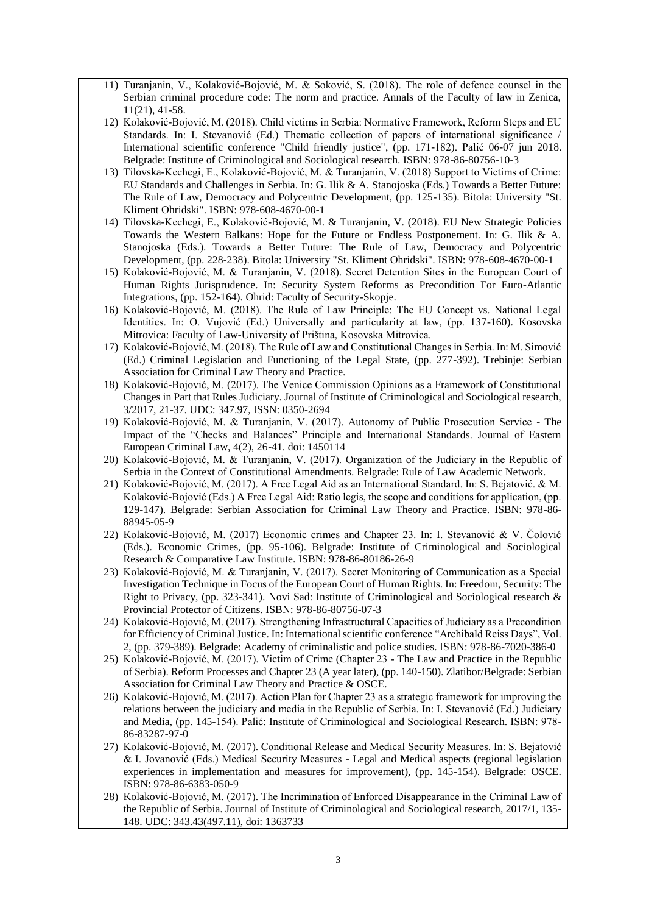11) Turanjanin, V., Kolaković-Bojović, M. & Soković, S. (2018). The role of defence counsel in the Serbian criminal procedure code: The norm and practice. Annals of the Faculty of law in Zenica, 11(21), 41-58.
12) Kolaković-Bojović, M. (2018). Child victims in Serbia: Normative Framework, Reform Steps and EU Standards. In: I. Stevanović (Ed.) Thematic collection of papers of international significance / International scientific conference "Child friendly justice", (pp. 171-182). Palić 06-07 jun 2018. Belgrade: Institute of Criminological and Sociological research. ISBN: 978-86-80756-10-3
13) Tilovska-Kechegi, E., Kolaković-Bojović, M. & Turanjanin, V. (2018) Support to Victims of Crime: EU Standards and Challenges in Serbia. In: G. Ilik & A. Stanojoska (Eds.) Towards a Better Future: The Rule of Law, Democracy and Polycentric Development, (pp. 125-135). Bitola: University "St. Kliment Ohridski". ISBN: 978-608-4670-00-1
14) Tilovska-Kechegi, E., Kolaković-Bojović, M. & Turanjanin, V. (2018). EU New Strategic Policies Towards the Western Balkans: Hope for the Future or Endless Postponement. In: G. Ilik & A. Stanojoska (Eds.). Towards a Better Future: The Rule of Law, Democracy and Polycentric Development, (pp. 228-238). Bitola: University "St. Kliment Ohridski". ISBN: 978-608-4670-00-1
15) Kolaković-Bojović, M. & Turanjanin, V. (2018). Secret Detention Sites in the European Court of Human Rights Jurisprudence. In: Security System Reforms as Precondition For Euro-Atlantic Integrations, (pp. 152-164). Ohrid: Faculty of Security-Skopje.
16) Kolaković-Bojović, M. (2018). The Rule of Law Principle: The EU Concept vs. National Legal Identities. In: O. Vujović (Ed.) Universally and particularity at law, (pp. 137-160). Kosovska Mitrovica: Faculty of Law-University of Priština, Kosovska Mitrovica.
17) Kolaković-Bojović, M. (2018). The Rule of Law and Constitutional Changes in Serbia. In: M. Simović (Ed.) Criminal Legislation and Functioning of the Legal State, (pp. 277-392). Trebinje: Serbian Association for Criminal Law Theory and Practice.
18) Kolaković-Bojović, M. (2017). The Venice Commission Opinions as a Framework of Constitutional Changes in Part that Rules Judiciary. Journal of Institute of Criminological and Sociological research, 3/2017, 21-37. UDC: 347.97, ISSN: 0350-2694
19) Kolaković-Bojović, M. & Turanjanin, V. (2017). Autonomy of Public Prosecution Service - The Impact of the "Checks and Balances" Principle and International Standards. Journal of Eastern European Criminal Law, 4(2), 26-41. doi: 1450114
20) Kolaković-Bojović, M. & Turanjanin, V. (2017). Organization of the Judiciary in the Republic of Serbia in the Context of Constitutional Amendments. Belgrade: Rule of Law Academic Network.
21) Kolaković-Bojović, M. (2017). A Free Legal Aid as an International Standard. In: S. Bejatović. & M. Kolaković-Bojović (Eds.) A Free Legal Aid: Ratio legis, the scope and conditions for application, (pp. 129-147). Belgrade: Serbian Association for Criminal Law Theory and Practice. ISBN: 978-86-88945-05-9
22) Kolaković-Bojović, M. (2017) Economic crimes and Chapter 23. In: I. Stevanović & V. Čolović (Eds.). Economic Crimes, (pp. 95-106). Belgrade: Institute of Criminological and Sociological Research & Comparative Law Institute. ISBN: 978-86-80186-26-9
23) Kolaković-Bojović, M. & Turanjanin, V. (2017). Secret Monitoring of Communication as a Special Investigation Technique in Focus of the European Court of Human Rights. In: Freedom, Security: The Right to Privacy, (pp. 323-341). Novi Sad: Institute of Criminological and Sociological research & Provincial Protector of Citizens. ISBN: 978-86-80756-07-3
24) Kolaković-Bojović, M. (2017). Strengthening Infrastructural Capacities of Judiciary as a Precondition for Efficiency of Criminal Justice. In: International scientific conference "Archibald Reiss Days", Vol. 2, (pp. 379-389). Belgrade: Academy of criminalistic and police studies. ISBN: 978-86-7020-386-0
25) Kolaković-Bojović, M. (2017). Victim of Crime (Chapter 23 - The Law and Practice in the Republic of Serbia). Reform Processes and Chapter 23 (A year later), (pp. 140-150). Zlatibor/Belgrade: Serbian Association for Criminal Law Theory and Practice & OSCE.
26) Kolaković-Bojović, M. (2017). Action Plan for Chapter 23 as a strategic framework for improving the relations between the judiciary and media in the Republic of Serbia. In: I. Stevanović (Ed.) Judiciary and Media, (pp. 145-154). Palić: Institute of Criminological and Sociological Research. ISBN: 978-86-83287-97-0
27) Kolaković-Bojović, M. (2017). Conditional Release and Medical Security Measures. In: S. Bejatović & I. Jovanović (Eds.) Medical Security Measures - Legal and Medical aspects (regional legislation experiences in implementation and measures for improvement), (pp. 145-154). Belgrade: OSCE. ISBN: 978-86-6383-050-9
28) Kolaković-Bojović, M. (2017). The Incrimination of Enforced Disappearance in the Criminal Law of the Republic of Serbia. Journal of Institute of Criminological and Sociological research, 2017/1, 135-148. UDC: 343.43(497.11), doi: 1363733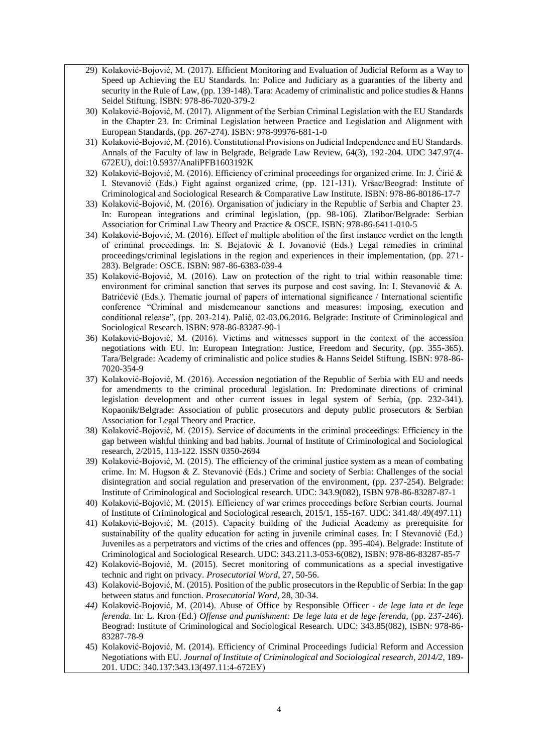29) Kolaković-Bojović, M. (2017). Efficient Monitoring and Evaluation of Judicial Reform as a Way to Speed up Achieving the EU Standards. In: Police and Judiciary as a guaranties of the liberty and security in the Rule of Law, (pp. 139-148). Tara: Academy of criminalistic and police studies & Hanns Seidel Stiftung. ISBN: 978-86-7020-379-2
30) Kolaković-Bojović, M. (2017). Alignment of the Serbian Criminal Legislation with the EU Standards in the Chapter 23. In: Criminal Legislation between Practice and Legislation and Alignment with European Standards, (pp. 267-274). ISBN: 978-99976-681-1-0
31) Kolaković-Bojović, M. (2016). Constitutional Provisions on Judicial Independence and EU Standards. Annals of the Faculty of law in Belgrade, Belgrade Law Review, 64(3), 192-204. UDC 347.97(4-672EU), doi:10.5937/AnaliPFB1603192K
32) Kolaković-Bojović, M. (2016). Efficiency of criminal proceedings for organized crime. In: J. Ćirić & I. Stevanović (Eds.) Fight against organized crime, (pp. 121-131). Vršac/Beograd: Institute of Criminological and Sociological Research & Comparative Law Institute. ISBN: 978-86-80186-17-7
33) Kolaković-Bojović, M. (2016). Organisation of judiciary in the Republic of Serbia and Chapter 23. In: European integrations and criminal legislation, (pp. 98-106). Zlatibor/Belgrade: Serbian Association for Criminal Law Theory and Practice & OSCE. ISBN: 978-86-6411-010-5
34) Kolaković-Bojović, M. (2016). Effect of multiple abolition of the first instance verdict on the length of criminal proceedings. In: S. Bejatović & I. Jovanović (Eds.) Legal remedies in criminal proceedings/criminal legislations in the region and experiences in their implementation, (pp. 271-283). Belgrade: OSCE. ISBN: 987-86-6383-039-4
35) Kolaković-Bojović, M. (2016). Law on protection of the right to trial within reasonable time: environment for criminal sanction that serves its purpose and cost saving. In: I. Stevanović & A. Batrićević (Eds.). Thematic journal of papers of international significance / International scientific conference "Criminal and misdemeanour sanctions and measures: imposing, execution and conditional release", (pp. 203-214). Palić, 02-03.06.2016. Belgrade: Institute of Criminological and Sociological Research. ISBN: 978-86-83287-90-1
36) Kolaković-Bojović, M. (2016). Victims and witnesses support in the context of the accession negotiations with EU. In: European Integration: Justice, Freedom and Security, (pp. 355-365). Tara/Belgrade: Academy of criminalistic and police studies & Hanns Seidel Stiftung. ISBN: 978-86-7020-354-9
37) Kolaković-Bojović, M. (2016). Accession negotiation of the Republic of Serbia with EU and needs for amendments to the criminal procedural legislation. In: Predominate directions of criminal legislation development and other current issues in legal system of Serbia, (pp. 232-341). Kopaonik/Belgrade: Association of public prosecutors and deputy public prosecutors & Serbian Association for Legal Theory and Practice.
38) Kolaković-Bojović, M. (2015). Service of documents in the criminal proceedings: Efficiency in the gap between wishful thinking and bad habits. Journal of Institute of Criminological and Sociological research, 2/2015, 113-122. ISSN 0350-2694
39) Kolaković-Bojović, M. (2015). The efficiency of the criminal justice system as a mean of combating crime. In: M. Hugson & Z. Stevanović (Eds.) Crime and society of Serbia: Challenges of the social disintegration and social regulation and preservation of the environment, (pp. 237-254). Belgrade: Institute of Criminological and Sociological research. UDC: 343.9(082), ISBN 978-86-83287-87-1
40) Kolaković-Bojović, M. (2015). Efficiency of war crimes proceedings before Serbian courts. Journal of Institute of Criminological and Sociological research, 2015/1, 155-167. UDC: 341.48/.49(497.11)
41) Kolaković-Bojović, M. (2015). Capacity building of the Judicial Academy as prerequisite for sustainability of the quality education for acting in juvenile criminal cases. In: I Stevanović (Ed.) Juveniles as a perpetrators and victims of the cries and offences (pp. 395-404). Belgrade: Institute of Criminological and Sociological Research. UDC: 343.211.3-053-6(082), ISBN: 978-86-83287-85-7
42) Kolaković-Bojović, M. (2015). Secret monitoring of communications as a special investigative technic and right on privacy. *Prosecutorial Word*, 27, 50-56.
43) Kolaković-Bojović, M. (2015). Position of the public prosecutors in the Republic of Serbia: In the gap between status and function. *Prosecutorial Word*, 28, 30-34.
44) Kolaković-Bojović, M. (2014). Abuse of Office by Responsible Officer - *de lege lata et de lege ferenda.* In: L. Kron (Ed.) *Offense and punishment: De lege lata et de lege ferenda,* (pp. 237-246). Beograd: Institute of Criminological and Sociological Research. UDC: 343.85(082), ISBN: 978-86-83287-78-9
45) Kolaković-Bojović, M. (2014). Efficiency of Criminal Proceedings Judicial Reform and Accession Negotiations with EU. *Journal of Institute of Criminological and Sociological research, 2014/2,* 189-201. UDC: 340.137:343.13(497.11:4-672EУ)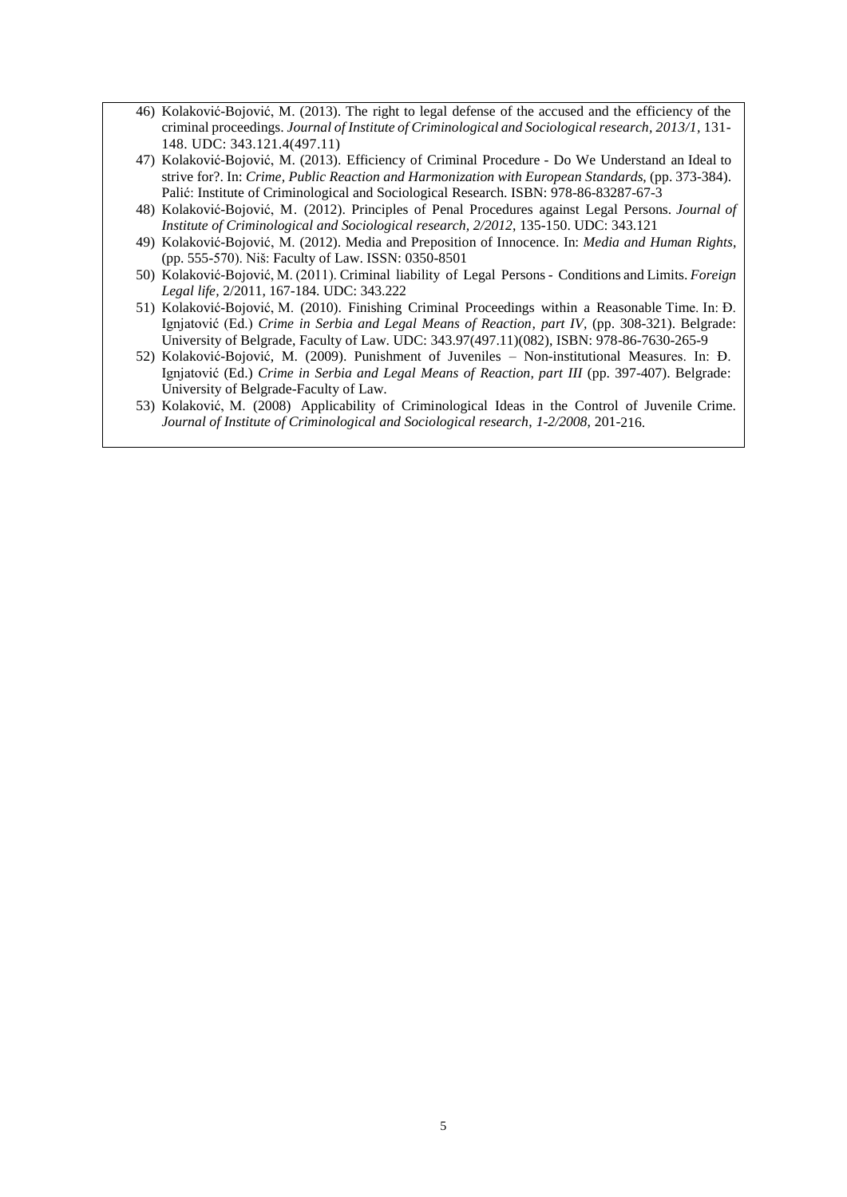46) Kolaković-Bojović, M. (2013). The right to legal defense of the accused and the efficiency of the criminal proceedings. *Journal of Institute of Criminological and Sociological research, 2013/1*, 131-148. UDC: 343.121.4(497.11)
47) Kolaković-Bojović, M. (2013). Efficiency of Criminal Procedure - Do We Understand an Ideal to strive for?. In: *Crime, Public Reaction and Harmonization with European Standards*, (pp. 373-384). Palić: Institute of Criminological and Sociological Research. ISBN: 978-86-83287-67-3
48) Kolaković-Bojović, M. (2012). Principles of Penal Procedures against Legal Persons. *Journal of Institute of Criminological and Sociological research, 2/2012*, 135-150. UDC: 343.121
49) Kolaković-Bojović, M. (2012). Media and Preposition of Innocence. In: *Media and Human Rights*, (pp. 555-570). Niš: Faculty of Law. ISSN: 0350-8501
50) Kolaković-Bojović, M. (2011). Criminal liability of Legal Persons - Conditions and Limits. *Foreign Legal life*, 2/2011, 167-184. UDC: 343.222
51) Kolaković-Bojović, M. (2010). Finishing Criminal Proceedings within a Reasonable Time. In: Đ. Ignjatović (Ed.) *Crime in Serbia and Legal Means of Reaction, part IV*, (pp. 308-321). Belgrade: University of Belgrade, Faculty of Law. UDC: 343.97(497.11)(082), ISBN: 978-86-7630-265-9
52) Kolaković-Bojović, M. (2009). Punishment of Juveniles – Non-institutional Measures. In: Đ. Ignjatović (Ed.) *Crime in Serbia and Legal Means of Reaction, part III* (pp. 397-407). Belgrade: University of Belgrade-Faculty of Law.
53) Kolaković, M. (2008) Applicability of Criminological Ideas in the Control of Juvenile Crime. *Journal of Institute of Criminological and Sociological research*, *1-2/2008*, 201-216.